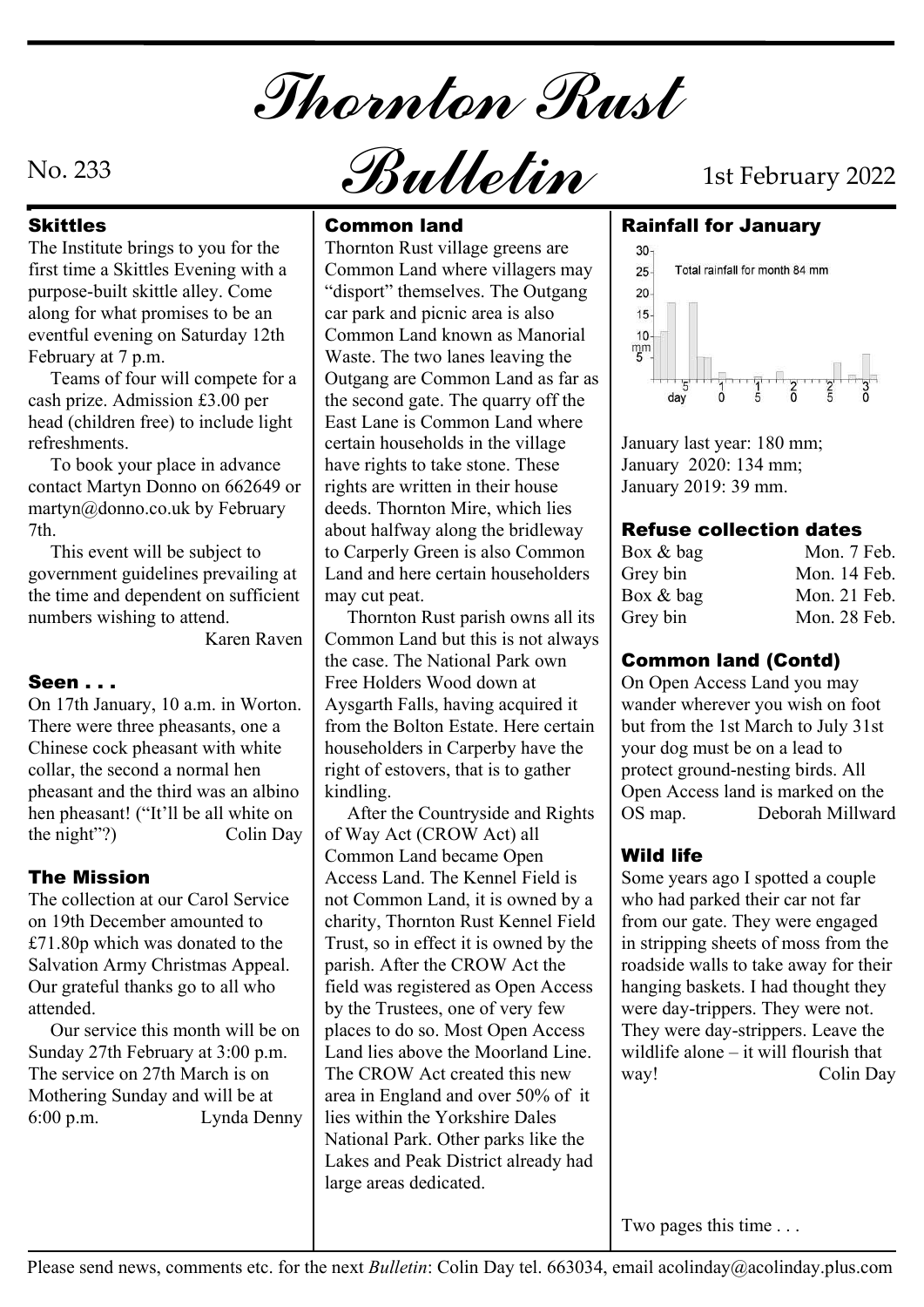# Thornton Rust Bulletin

No. 233 — 1st February 2022

## Skittles

The Institute brings to you for the first time a Skittles Evening with a purpose-built skittle alley. Come along for what promises to be an eventful evening on Saturday 12th February at 7 p.m.

Teams of four will compete for a cash prize. Admission £3.00 per head (children free) to include light refreshments.

To book your place in advance contact Martyn Donno on 662649 or martyn@donno.co.uk by February 7th.

This event will be subject to government guidelines prevailing at the time and dependent on sufficient numbers wishing to attend.

Karen Raven

## Seen . . .

On 17th January, 10 a.m. in Worton. There were three pheasants, one a Chinese cock pheasant with white collar, the second a normal hen pheasant and the third was an albino hen pheasant! ("It'll be all white on the night"?) Colin Day

## The Mission

The collection at our Carol Service on 19th December amounted to £71.80p which was donated to the Salvation Army Christmas Appeal. Our grateful thanks go to all who attended.

Our service this month will be on Sunday 27th February at 3:00 p.m. The service on 27th March is on Mothering Sunday and will be at 6:00 p.m. Lynda Denny

## Common land

Thornton Rust village greens are Common Land where villagers may "disport" themselves. The Outgang car park and picnic area is also Common Land known as Manorial Waste. The two lanes leaving the Outgang are Common Land as far as the second gate. The quarry off the East Lane is Common Land where certain households in the village have rights to take stone. These rights are written in their house deeds. Thornton Mire, which lies about halfway along the bridleway to Carperly Green is also Common Land and here certain householders may cut peat.

Thornton Rust parish owns all its Common Land but this is not always the case. The National Park own Free Holders Wood down at Aysgarth Falls, having acquired it from the Bolton Estate. Here certain householders in Carperby have the right of estovers, that is to gather kindling.

After the Countryside and Rights of Way Act (CROW Act) all Common Land became Open Access Land. The Kennel Field is not Common Land, it is owned by a charity, Thornton Rust Kennel Field Trust, so in effect it is owned by the parish. After the CROW Act the field was registered as Open Access by the Trustees, one of very few places to do so. Most Open Access Land lies above the Moorland Line. The CROW Act created this new area in England and over 50% of it lies within the Yorkshire Dales National Park. Other parks like the Lakes and Peak District already had large areas dedicated.

## Rainfall for January

Total rainfall for month 84 mm

January last year: 180 mm;
January 2020: 134 mm;
January 2019: 39 mm.

## Refuse collection dates

| | |
|---|---|
| Box & bag | Mon. 7 Feb. |
| Grey bin | Mon. 14 Feb. |
| Box & bag | Mon. 21 Feb. |
| Grey bin | Mon. 28 Feb. |

## Common land (Contd)

On Open Access Land you may wander wherever you wish on foot but from the 1st March to July 31st your dog must be on a lead to protect ground-nesting birds. All Open Access land is marked on the OS map. Deborah Millward

## Wild life

Some years ago I spotted a couple who had parked their car not far from our gate. They were engaged in stripping sheets of moss from the roadside walls to take away for their hanging baskets. I had thought they were day-trippers. They were not. They were day-strippers. Leave the wildlife alone – it will flourish that way! Colin Day

Two pages this time . . .

Please send news, comments etc. for the next *Bulletin*: Colin Day tel. 663034, email acolinday@acolinday.plus.com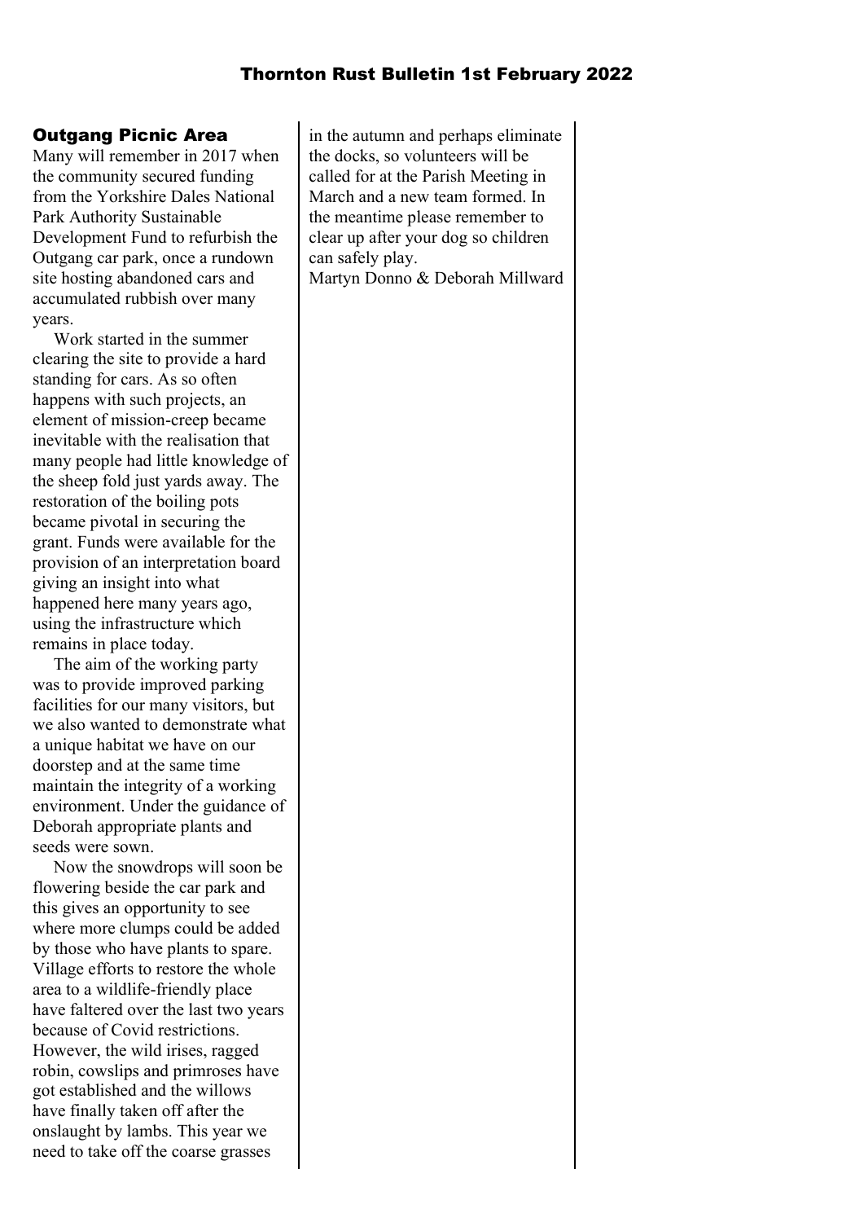## Outgang Picnic Area

Many will remember in 2017 when the community secured funding from the Yorkshire Dales National Park Authority Sustainable Development Fund to refurbish the Outgang car park, once a rundown site hosting abandoned cars and accumulated rubbish over many years.

Work started in the summer clearing the site to provide a hard standing for cars. As so often happens with such projects, an element of mission-creep became inevitable with the realisation that many people had little knowledge of the sheep fold just yards away. The restoration of the boiling pots became pivotal in securing the grant. Funds were available for the provision of an interpretation board giving an insight into what happened here many years ago, using the infrastructure which remains in place today.

The aim of the working party was to provide improved parking facilities for our many visitors, but we also wanted to demonstrate what a unique habitat we have on our doorstep and at the same time maintain the integrity of a working environment. Under the guidance of Deborah appropriate plants and seeds were sown.

Now the snowdrops will soon be flowering beside the car park and this gives an opportunity to see where more clumps could be added by those who have plants to spare. Village efforts to restore the whole area to a wildlife-friendly place have faltered over the last two years because of Covid restrictions. However, the wild irises, ragged robin, cowslips and primroses have got established and the willows have finally taken off after the onslaught by lambs. This year we need to take off the coarse grasses in the autumn and perhaps eliminate the docks, so volunteers will be called for at the Parish Meeting in March and a new team formed. In the meantime please remember to clear up after your dog so children can safely play.

Martyn Donno & Deborah Millward